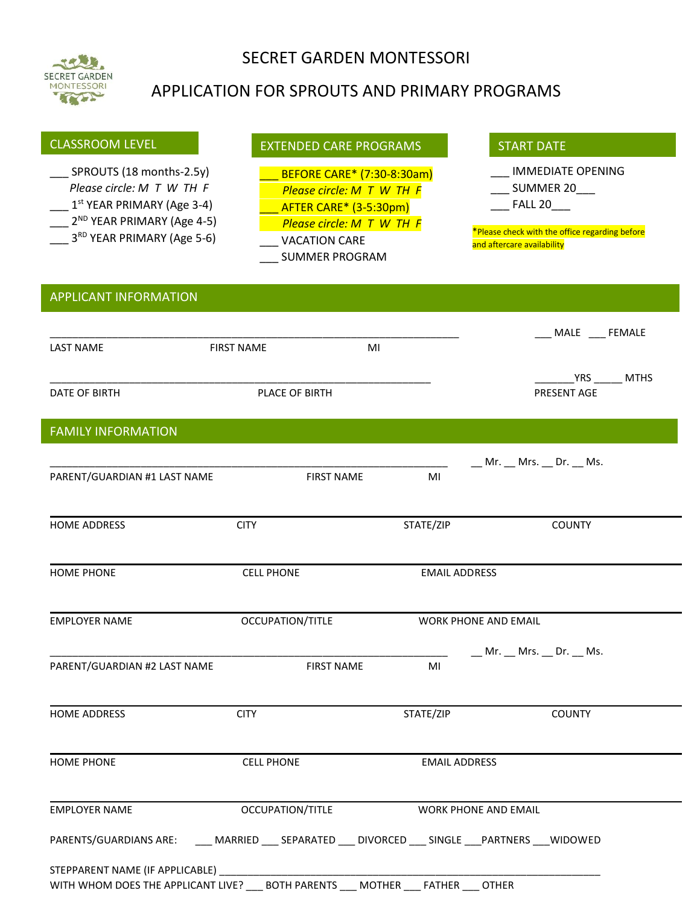# SECRET GARDEN MONTESSORI

## APPLICATION FOR SPROUTS AND PRIMARY PROGRAMS

### CLASSROOM LEVEL

___ SPROUTS (18 months-2.5y)
*Please circle: M T W TH F*
___ 1st YEAR PRIMARY (Age 3-4)
___ 2ND YEAR PRIMARY (Age 4-5)
___ 3RD YEAR PRIMARY (Age 5-6)

### EXTENDED CARE PROGRAMS

___ BEFORE CARE* (7:30-8:30am)
*Please circle: M T W TH F*
___ AFTER CARE* (3-5:30pm)
*Please circle: M T W TH F*
___ VACATION CARE
___ SUMMER PROGRAM

### START DATE

___ IMMEDIATE OPENING
___ SUMMER 20___
___ FALL 20___

*Please check with the office regarding before and aftercare availability

### APPLICANT INFORMATION

_______________________________________________________________ ___ MALE ___ FEMALE
LAST NAME FIRST NAME MI

_______________________________________________________________ _______YRS _____ MTHS
DATE OF BIRTH PLACE OF BIRTH PRESENT AGE

### FAMILY INFORMATION

_______________________________________________________________ __ Mr. __ Mrs. __ Dr. __ Ms.
PARENT/GUARDIAN #1 LAST NAME FIRST NAME MI

HOME ADDRESS CITY STATE/ZIP COUNTY

HOME PHONE CELL PHONE EMAIL ADDRESS

EMPLOYER NAME OCCUPATION/TITLE WORK PHONE AND EMAIL

_______________________________________________________________ __ Mr. __ Mrs. __ Dr. __ Ms.
PARENT/GUARDIAN #2 LAST NAME FIRST NAME MI

HOME ADDRESS CITY STATE/ZIP COUNTY

HOME PHONE CELL PHONE EMAIL ADDRESS

EMPLOYER NAME OCCUPATION/TITLE WORK PHONE AND EMAIL

PARENTS/GUARDIANS ARE: ___ MARRIED ___ SEPARATED ___ DIVORCED ___ SINGLE ___PARTNERS ___WIDOWED

STEPPARENT NAME (IF APPLICABLE) _______________________________________________________________
WITH WHOM DOES THE APPLICANT LIVE? ___ BOTH PARENTS ___ MOTHER ___ FATHER ___ OTHER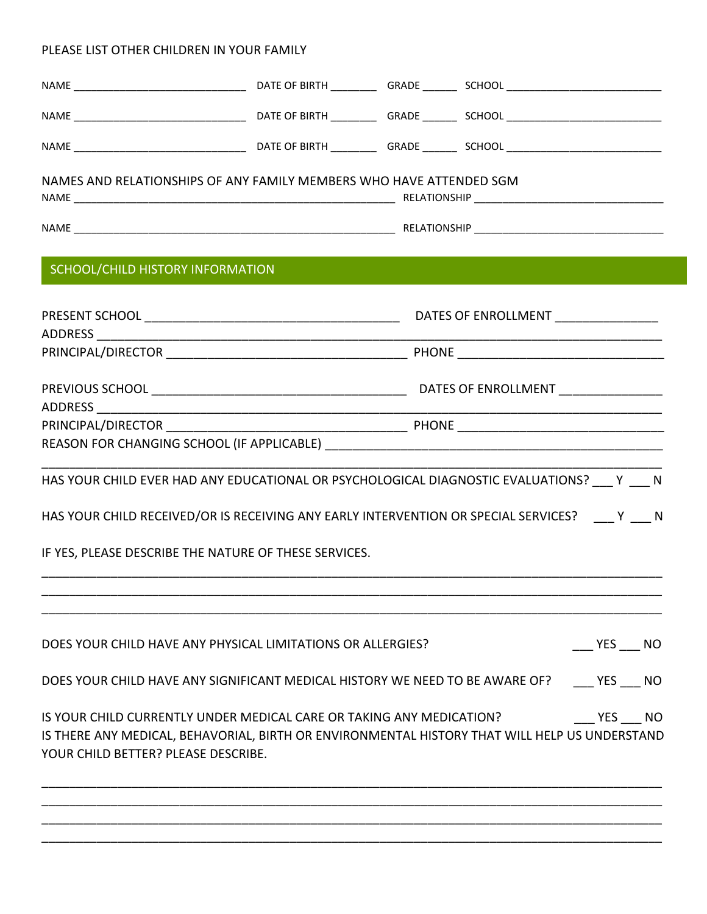PLEASE LIST OTHER CHILDREN IN YOUR FAMILY

NAME ______________________________ DATE OF BIRTH ________ GRADE ______ SCHOOL ___________________________

NAME ______________________________ DATE OF BIRTH ________ GRADE ______ SCHOOL ___________________________

NAME ______________________________ DATE OF BIRTH ________ GRADE ______ SCHOOL ___________________________

NAMES AND RELATIONSHIPS OF ANY FAMILY MEMBERS WHO HAVE ATTENDED SGM

NAME _______________________________________________________ RELATIONSHIP _________________________________

NAME _______________________________________________________ RELATIONSHIP _________________________________

## SCHOOL/CHILD HISTORY INFORMATION

PRESENT SCHOOL ______________________________________ DATES OF ENROLLMENT _______________

ADDRESS _________________________________________________________________________________

PRINCIPAL/DIRECTOR ____________________________________ PHONE ______________________________

PREVIOUS SCHOOL ______________________________________ DATES OF ENROLLMENT _______________

ADDRESS _________________________________________________________________________________

PRINCIPAL/DIRECTOR ____________________________________ PHONE ______________________________

REASON FOR CHANGING SCHOOL (IF APPLICABLE) ___________________________________________________

_________________________________________________________________________________________

HAS YOUR CHILD EVER HAD ANY EDUCATIONAL OR PSYCHOLOGICAL DIAGNOSTIC EVALUATIONS? ___ Y ___ N

HAS YOUR CHILD RECEIVED/OR IS RECEIVING ANY EARLY INTERVENTION OR SPECIAL SERVICES? ___ Y ___ N

IF YES, PLEASE DESCRIBE THE NATURE OF THESE SERVICES.

_________________________________________________________________________________________

_________________________________________________________________________________________

_________________________________________________________________________________________

DOES YOUR CHILD HAVE ANY PHYSICAL LIMITATIONS OR ALLERGIES? ___ YES ___ NO

DOES YOUR CHILD HAVE ANY SIGNIFICANT MEDICAL HISTORY WE NEED TO BE AWARE OF? ___ YES ___ NO

IS YOUR CHILD CURRENTLY UNDER MEDICAL CARE OR TAKING ANY MEDICATION? ___ YES ___ NO

IS THERE ANY MEDICAL, BEHAVORIAL, BIRTH OR ENVIRONMENTAL HISTORY THAT WILL HELP US UNDERSTAND YOUR CHILD BETTER? PLEASE DESCRIBE.

_________________________________________________________________________________________

_________________________________________________________________________________________

_________________________________________________________________________________________

_________________________________________________________________________________________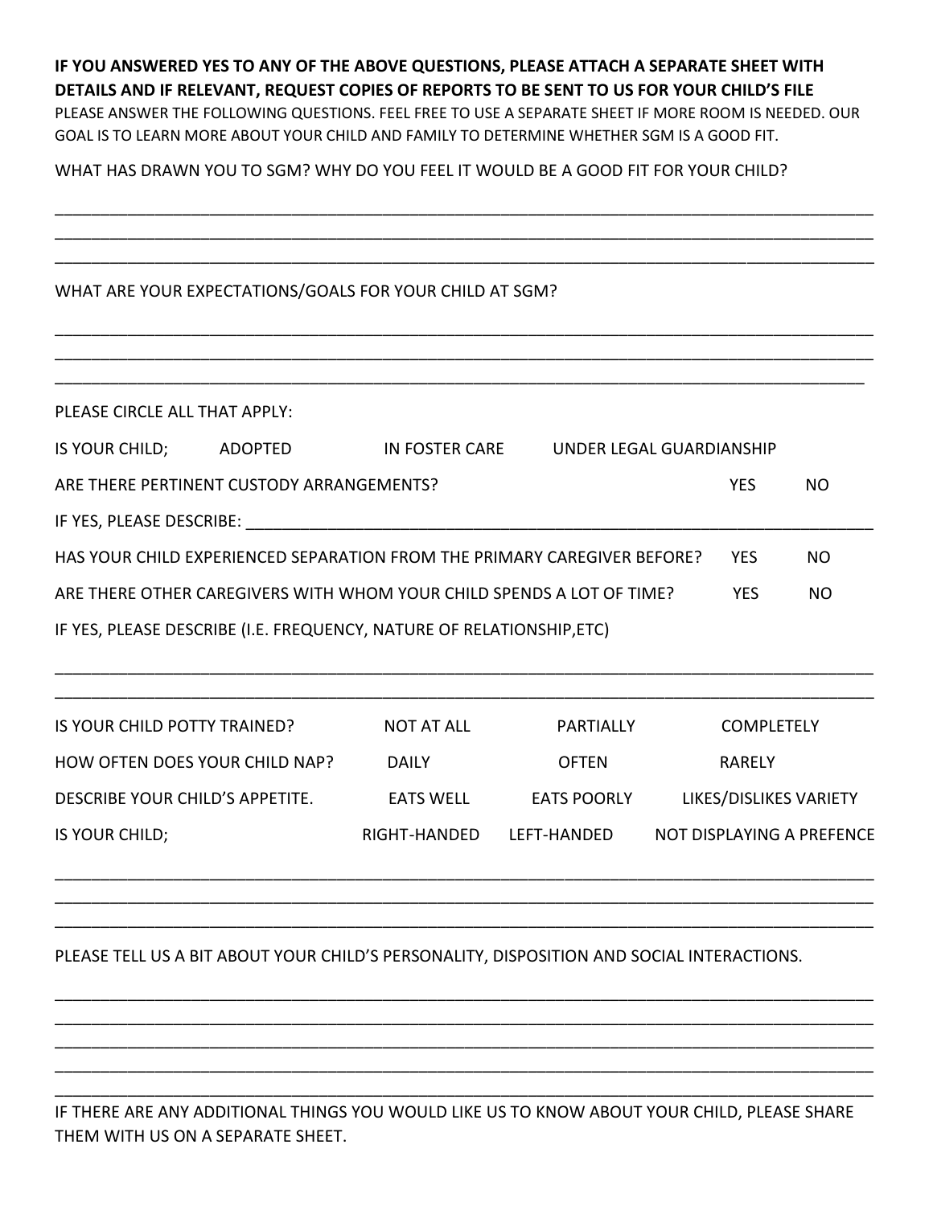**IF YOU ANSWERED YES TO ANY OF THE ABOVE QUESTIONS, PLEASE ATTACH A SEPARATE SHEET WITH DETAILS AND IF RELEVANT, REQUEST COPIES OF REPORTS TO BE SENT TO US FOR YOUR CHILD'S FILE**

PLEASE ANSWER THE FOLLOWING QUESTIONS. FEEL FREE TO USE A SEPARATE SHEET IF MORE ROOM IS NEEDED. OUR GOAL IS TO LEARN MORE ABOUT YOUR CHILD AND FAMILY TO DETERMINE WHETHER SGM IS A GOOD FIT.

WHAT HAS DRAWN YOU TO SGM? WHY DO YOU FEEL IT WOULD BE A GOOD FIT FOR YOUR CHILD?

______________________________________________________________________________________________

______________________________________________________________________________________________

______________________________________________________________________________________________

WHAT ARE YOUR EXPECTATIONS/GOALS FOR YOUR CHILD AT SGM?

______________________________________________________________________________________________

______________________________________________________________________________________________

______________________________________________________________________________________________

PLEASE CIRCLE ALL THAT APPLY:

IS YOUR CHILD; ADOPTED IN FOSTER CARE UNDER LEGAL GUARDIANSHIP

ARE THERE PERTINENT CUSTODY ARRANGEMENTS? YES NO

IF YES, PLEASE DESCRIBE: ______________________________________________________________________

HAS YOUR CHILD EXPERIENCED SEPARATION FROM THE PRIMARY CAREGIVER BEFORE? YES NO

ARE THERE OTHER CAREGIVERS WITH WHOM YOUR CHILD SPENDS A LOT OF TIME? YES NO

IF YES, PLEASE DESCRIBE (I.E. FREQUENCY, NATURE OF RELATIONSHIP,ETC)

______________________________________________________________________________________________

______________________________________________________________________________________________

IS YOUR CHILD POTTY TRAINED? NOT AT ALL PARTIALLY COMPLETELY

HOW OFTEN DOES YOUR CHILD NAP? DAILY OFTEN RARELY

DESCRIBE YOUR CHILD'S APPETITE. EATS WELL EATS POORLY LIKES/DISLIKES VARIETY

IS YOUR CHILD; RIGHT-HANDED LEFT-HANDED NOT DISPLAYING A PREFENCE

______________________________________________________________________________________________

______________________________________________________________________________________________

______________________________________________________________________________________________

PLEASE TELL US A BIT ABOUT YOUR CHILD'S PERSONALITY, DISPOSITION AND SOCIAL INTERACTIONS.

______________________________________________________________________________________________

______________________________________________________________________________________________

______________________________________________________________________________________________

______________________________________________________________________________________________

______________________________________________________________________________________________

IF THERE ARE ANY ADDITIONAL THINGS YOU WOULD LIKE US TO KNOW ABOUT YOUR CHILD, PLEASE SHARE THEM WITH US ON A SEPARATE SHEET.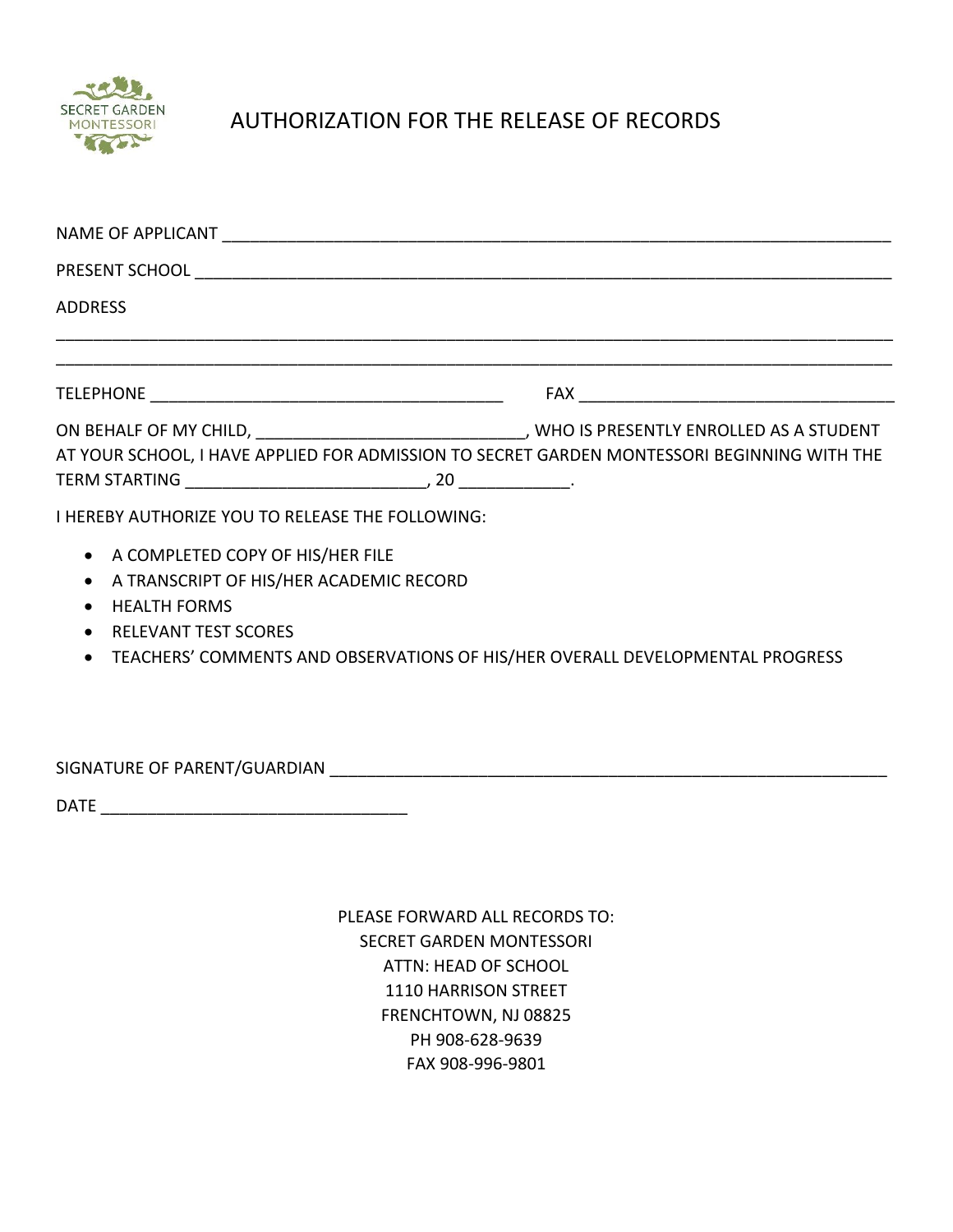SECRET GARDEN MONTESSORI

# AUTHORIZATION FOR THE RELEASE OF RECORDS

NAME OF APPLICANT ___________________________________________________________________________

PRESENT SCHOOL _____________________________________________________________________________

ADDRESS

____________________________________________________________________________________________

____________________________________________________________________________________________

TELEPHONE ________________________________________ FAX ___________________________________

ON BEHALF OF MY CHILD, ____________________________, WHO IS PRESENTLY ENROLLED AS A STUDENT AT YOUR SCHOOL, I HAVE APPLIED FOR ADMISSION TO SECRET GARDEN MONTESSORI BEGINNING WITH THE TERM STARTING __________________________, 20 ____________.

I HEREBY AUTHORIZE YOU TO RELEASE THE FOLLOWING:

- A COMPLETED COPY OF HIS/HER FILE
- A TRANSCRIPT OF HIS/HER ACADEMIC RECORD
- HEALTH FORMS
- RELEVANT TEST SCORES
- TEACHERS' COMMENTS AND OBSERVATIONS OF HIS/HER OVERALL DEVELOPMENTAL PROGRESS

SIGNATURE OF PARENT/GUARDIAN _______________________________________________________________

DATE __________________________________

PLEASE FORWARD ALL RECORDS TO:
SECRET GARDEN MONTESSORI
ATTN: HEAD OF SCHOOL
1110 HARRISON STREET
FRENCHTOWN, NJ 08825
PH 908-628-9639
FAX 908-996-9801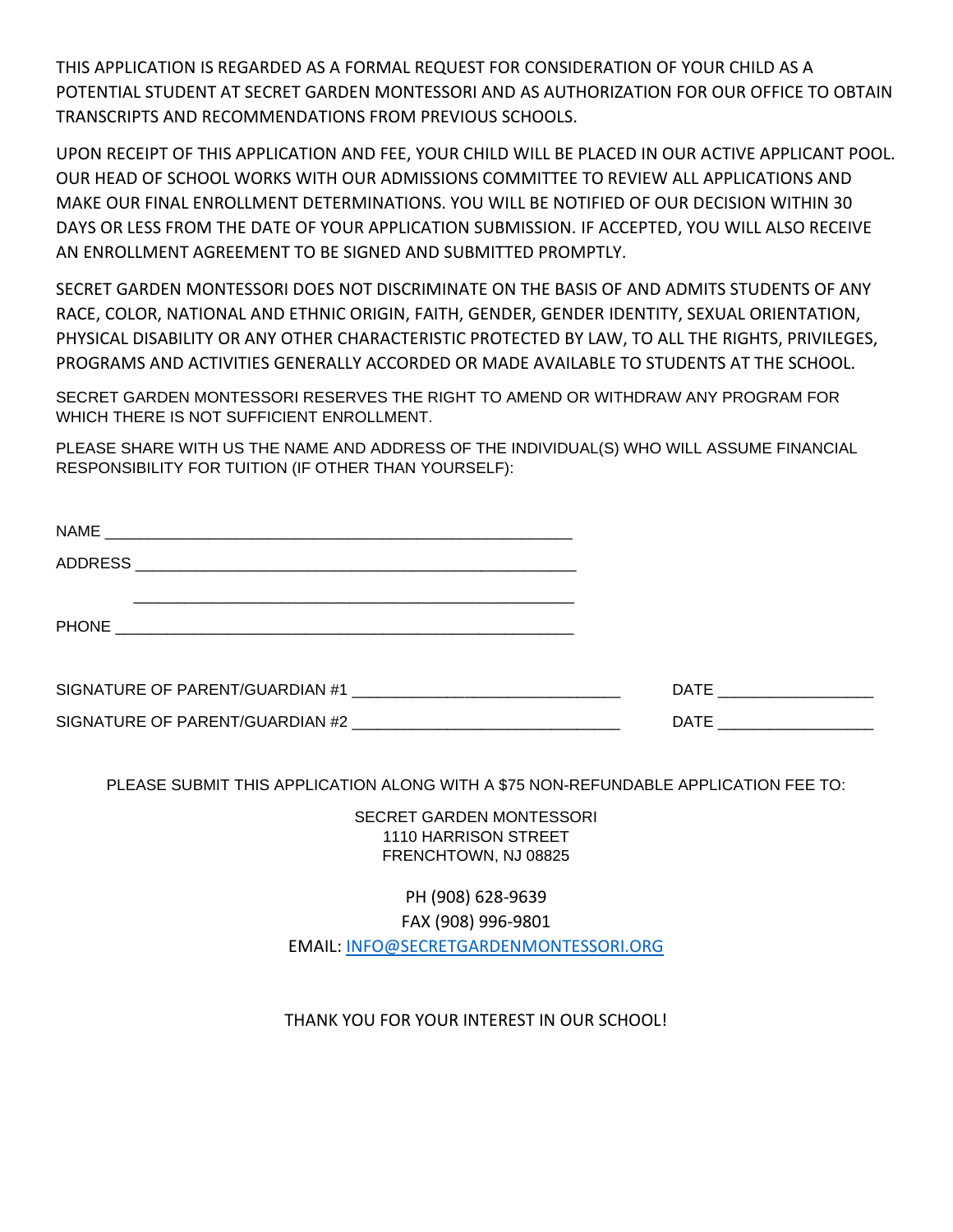THIS APPLICATION IS REGARDED AS A FORMAL REQUEST FOR CONSIDERATION OF YOUR CHILD AS A POTENTIAL STUDENT AT SECRET GARDEN MONTESSORI AND AS AUTHORIZATION FOR OUR OFFICE TO OBTAIN TRANSCRIPTS AND RECOMMENDATIONS FROM PREVIOUS SCHOOLS.

UPON RECEIPT OF THIS APPLICATION AND FEE, YOUR CHILD WILL BE PLACED IN OUR ACTIVE APPLICANT POOL. OUR HEAD OF SCHOOL WORKS WITH OUR ADMISSIONS COMMITTEE TO REVIEW ALL APPLICATIONS AND MAKE OUR FINAL ENROLLMENT DETERMINATIONS. YOU WILL BE NOTIFIED OF OUR DECISION WITHIN 30 DAYS OR LESS FROM THE DATE OF YOUR APPLICATION SUBMISSION. IF ACCEPTED, YOU WILL ALSO RECEIVE AN ENROLLMENT AGREEMENT TO BE SIGNED AND SUBMITTED PROMPTLY.

SECRET GARDEN MONTESSORI DOES NOT DISCRIMINATE ON THE BASIS OF AND ADMITS STUDENTS OF ANY RACE, COLOR, NATIONAL AND ETHNIC ORIGIN, FAITH, GENDER, GENDER IDENTITY, SEXUAL ORIENTATION, PHYSICAL DISABILITY OR ANY OTHER CHARACTERISTIC PROTECTED BY LAW, TO ALL THE RIGHTS, PRIVILEGES, PROGRAMS AND ACTIVITIES GENERALLY ACCORDED OR MADE AVAILABLE TO STUDENTS AT THE SCHOOL.

SECRET GARDEN MONTESSORI RESERVES THE RIGHT TO AMEND OR WITHDRAW ANY PROGRAM FOR WHICH THERE IS NOT SUFFICIENT ENROLLMENT.

PLEASE SHARE WITH US THE NAME AND ADDRESS OF THE INDIVIDUAL(S) WHO WILL ASSUME FINANCIAL RESPONSIBILITY FOR TUITION (IF OTHER THAN YOURSELF):

NAME ____________________________________________________

ADDRESS _________________________________________________

_________________________________________________

PHONE ___________________________________________________

SIGNATURE OF PARENT/GUARDIAN #1 _____________________________ DATE _________________

SIGNATURE OF PARENT/GUARDIAN #2 _____________________________ DATE _________________

PLEASE SUBMIT THIS APPLICATION ALONG WITH A $75 NON-REFUNDABLE APPLICATION FEE TO:

SECRET GARDEN MONTESSORI
1110 HARRISON STREET
FRENCHTOWN, NJ 08825

PH (908) 628-9639
FAX (908) 996-9801
EMAIL: INFO@SECRETGARDENMONTESSORI.ORG

THANK YOU FOR YOUR INTEREST IN OUR SCHOOL!